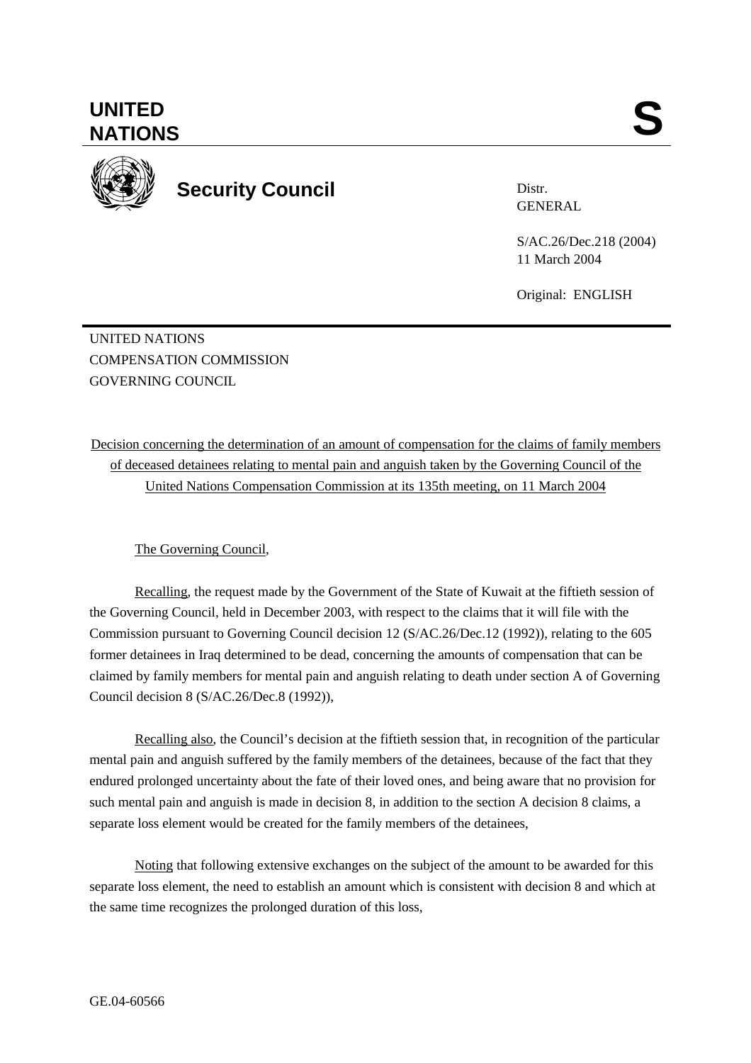UNITED NATIONS

S

**Security Council**

Distr.
GENERAL

S/AC.26/Dec.218 (2004)
11 March 2004

Original: ENGLISH

UNITED NATIONS
COMPENSATION COMMISSION
GOVERNING COUNCIL

Decision concerning the determination of an amount of compensation for the claims of family members of deceased detainees relating to mental pain and anguish taken by the Governing Council of the United Nations Compensation Commission at its 135th meeting, on 11 March 2004

The Governing Council,

Recalling, the request made by the Government of the State of Kuwait at the fiftieth session of the Governing Council, held in December 2003, with respect to the claims that it will file with the Commission pursuant to Governing Council decision 12 (S/AC.26/Dec.12 (1992)), relating to the 605 former detainees in Iraq determined to be dead, concerning the amounts of compensation that can be claimed by family members for mental pain and anguish relating to death under section A of Governing Council decision 8 (S/AC.26/Dec.8 (1992)),

Recalling also, the Council's decision at the fiftieth session that, in recognition of the particular mental pain and anguish suffered by the family members of the detainees, because of the fact that they endured prolonged uncertainty about the fate of their loved ones, and being aware that no provision for such mental pain and anguish is made in decision 8, in addition to the section A decision 8 claims, a separate loss element would be created for the family members of the detainees,

Noting that following extensive exchanges on the subject of the amount to be awarded for this separate loss element, the need to establish an amount which is consistent with decision 8 and which at the same time recognizes the prolonged duration of this loss,

GE.04-60566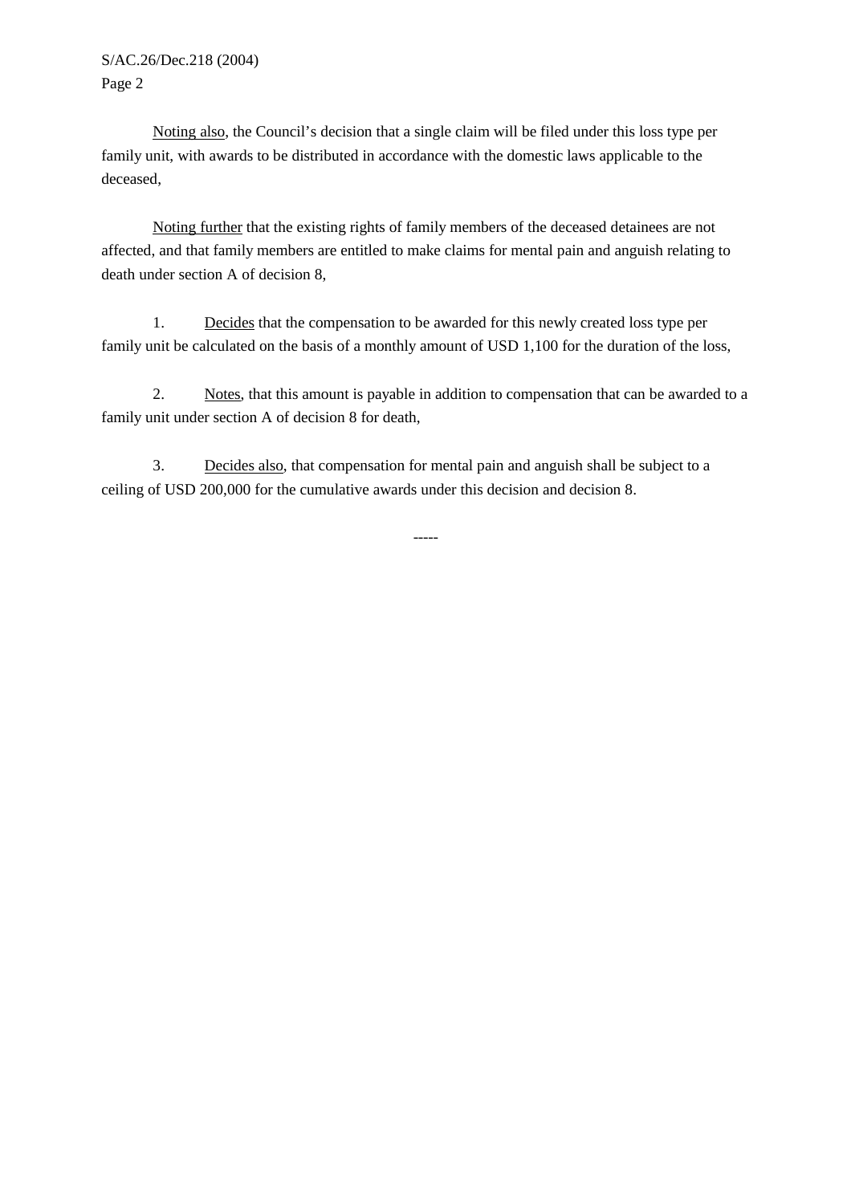Noting also, the Council's decision that a single claim will be filed under this loss type per family unit, with awards to be distributed in accordance with the domestic laws applicable to the deceased,

Noting further that the existing rights of family members of the deceased detainees are not affected, and that family members are entitled to make claims for mental pain and anguish relating to death under section A of decision 8,

1. Decides that the compensation to be awarded for this newly created loss type per family unit be calculated on the basis of a monthly amount of USD 1,100 for the duration of the loss,

2. Notes, that this amount is payable in addition to compensation that can be awarded to a family unit under section A of decision 8 for death,

3. Decides also, that compensation for mental pain and anguish shall be subject to a ceiling of USD 200,000 for the cumulative awards under this decision and decision 8.

-----